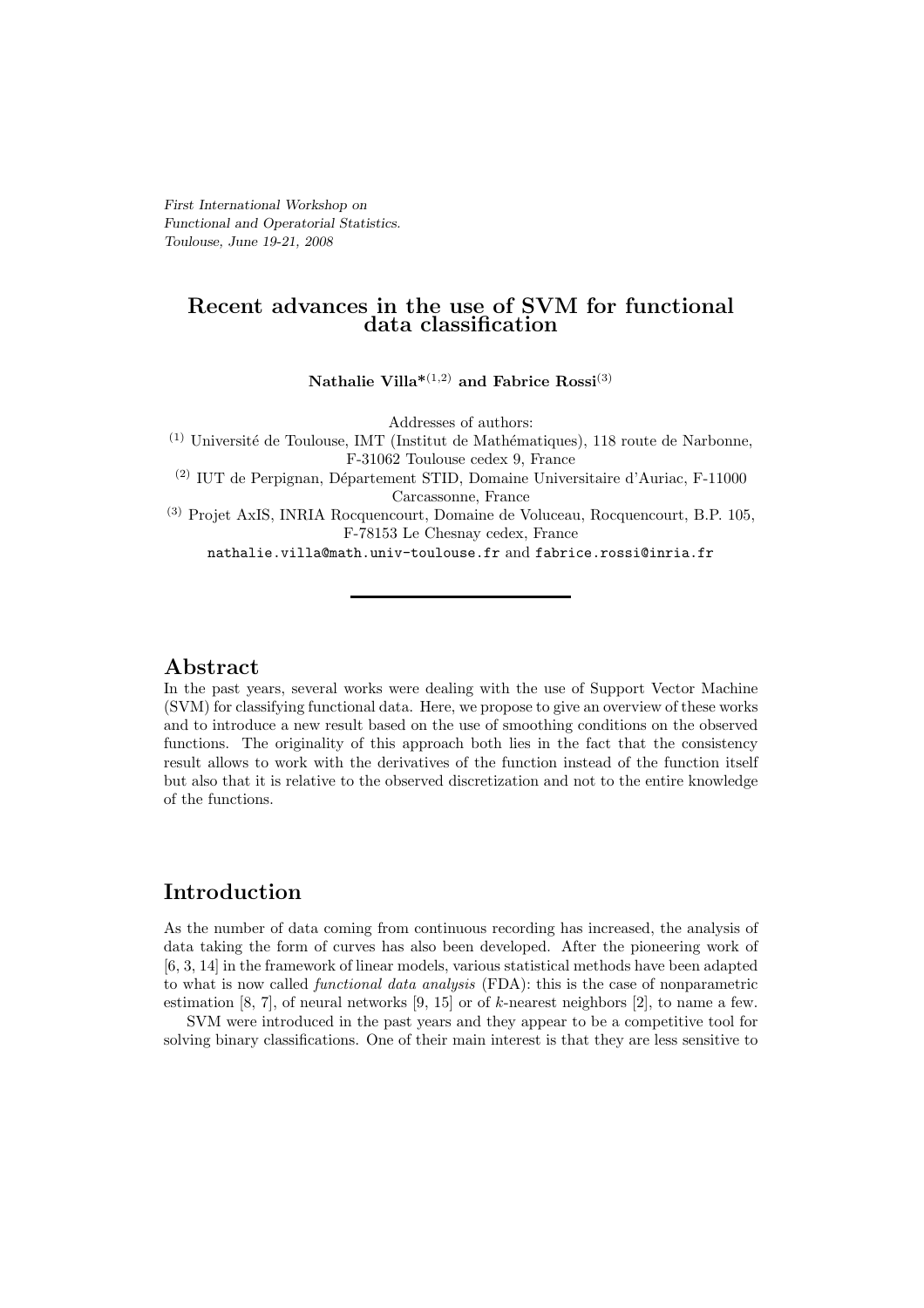*First International Workshop on*
*Functional and Operatorial Statistics.*
*Toulouse, June 19-21, 2008*

# Recent advances in the use of SVM for functional data classification

**Nathalie Villa\*[1,2] and Fabrice Rossi[3]**

Addresses of authors:

[1] Université de Toulouse, IMT (Institut de Mathématiques), 118 route de Narbonne, F-31062 Toulouse cedex 9, France

[2] IUT de Perpignan, Département STID, Domaine Universitaire d'Auriac, F-11000 Carcassonne, France

[3] Projet AxIS, INRIA Rocquencourt, Domaine de Voluceau, Rocquencourt, B.P. 105, F-78153 Le Chesnay cedex, France

nathalie.villa@math.univ-toulouse.fr and fabrice.rossi@inria.fr

## Abstract

In the past years, several works were dealing with the use of Support Vector Machine (SVM) for classifying functional data. Here, we propose to give an overview of these works and to introduce a new result based on the use of smoothing conditions on the observed functions. The originality of this approach both lies in the fact that the consistency result allows to work with the derivatives of the function instead of the function itself but also that it is relative to the observed discretization and not to the entire knowledge of the functions.

## Introduction

As the number of data coming from continuous recording has increased, the analysis of data taking the form of curves has also been developed. After the pioneering work of [6, 3, 14] in the framework of linear models, various statistical methods have been adapted to what is now called *functional data analysis* (FDA): this is the case of nonparametric estimation [8, 7], of neural networks [9, 15] or of $k$-nearest neighbors [2], to name a few.

SVM were introduced in the past years and they appear to be a competitive tool for solving binary classifications. One of their main interest is that they are less sensitive to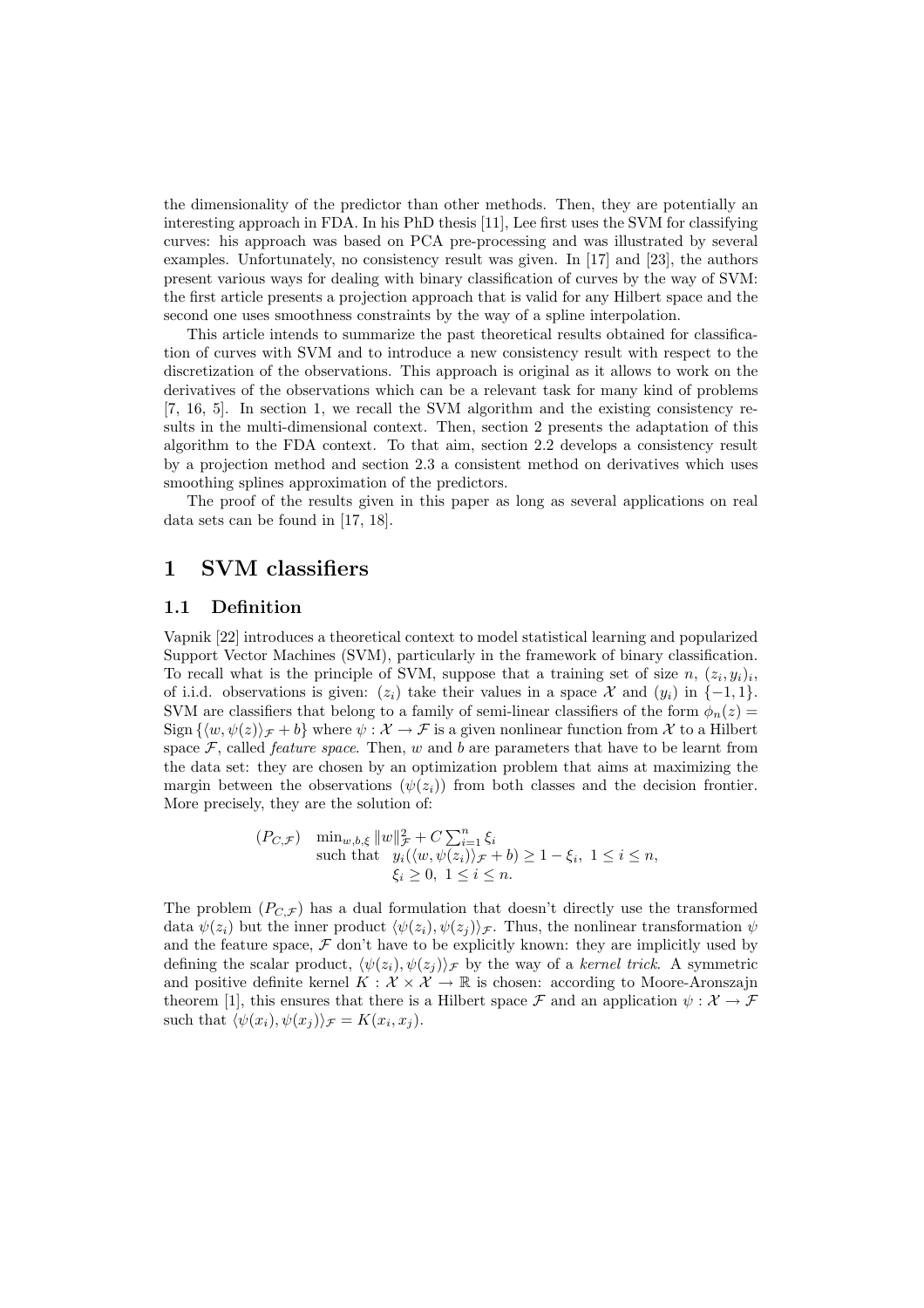the dimensionality of the predictor than other methods. Then, they are potentially an interesting approach in FDA. In his PhD thesis [11], Lee first uses the SVM for classifying curves: his approach was based on PCA pre-processing and was illustrated by several examples. Unfortunately, no consistency result was given. In [17] and [23], the authors present various ways for dealing with binary classification of curves by the way of SVM: the first article presents a projection approach that is valid for any Hilbert space and the second one uses smoothness constraints by the way of a spline interpolation.

This article intends to summarize the past theoretical results obtained for classification of curves with SVM and to introduce a new consistency result with respect to the discretization of the observations. This approach is original as it allows to work on the derivatives of the observations which can be a relevant task for many kind of problems [7, 16, 5]. In section 1, we recall the SVM algorithm and the existing consistency results in the multi-dimensional context. Then, section 2 presents the adaptation of this algorithm to the FDA context. To that aim, section 2.2 develops a consistency result by a projection method and section 2.3 a consistent method on derivatives which uses smoothing splines approximation of the predictors.

The proof of the results given in this paper as long as several applications on real data sets can be found in [17, 18].

# 1 SVM classifiers

## 1.1 Definition

Vapnik [22] introduces a theoretical context to model statistical learning and popularized Support Vector Machines (SVM), particularly in the framework of binary classification. To recall what is the principle of SVM, suppose that a training set of size $n$, $(z_i, y_i)_i$, of i.i.d. observations is given: $(z_i)$ take their values in a space $\mathcal{X}$ and $(y_i)$ in $\{-1, 1\}$. SVM are classifiers that belong to a family of semi-linear classifiers of the form $\phi_n(z) = \text{Sign}\{\langle w, \psi(z)\rangle_{\mathcal{F}} + b\}$ where $\psi : \mathcal{X} \to \mathcal{F}$ is a given nonlinear function from $\mathcal{X}$ to a Hilbert space $\mathcal{F}$, called *feature space*. Then, $w$ and $b$ are parameters that have to be learnt from the data set: they are chosen by an optimization problem that aims at maximizing the margin between the observations $(\psi(z_i))$ from both classes and the decision frontier. More precisely, they are the solution of:

$$
(P_{C,\mathcal{F}}) \quad \begin{array}{l} \min_{w,b,\xi} \|w\|^2_{\mathcal{F}} + C \sum_{i=1}^n \xi_i \\ \text{such that} \quad y_i(\langle w, \psi(z_i)\rangle_{\mathcal{F}} + b) \geq 1 - \xi_i,\ 1 \leq i \leq n, \\ \qquad\qquad\quad \xi_i \geq 0,\ 1 \leq i \leq n. \end{array}
$$

The problem $(P_{C,\mathcal{F}})$ has a dual formulation that doesn't directly use the transformed data $\psi(z_i)$ but the inner product $\langle \psi(z_i), \psi(z_j)\rangle_{\mathcal{F}}$. Thus, the nonlinear transformation $\psi$ and the feature space, $\mathcal{F}$ don't have to be explicitly known: they are implicitly used by defining the scalar product, $\langle \psi(z_i), \psi(z_j)\rangle_{\mathcal{F}}$ by the way of a *kernel trick*. A symmetric and positive definite kernel $K : \mathcal{X} \times \mathcal{X} \to \mathbb{R}$ is chosen: according to Moore-Aronszajn theorem [1], this ensures that there is a Hilbert space $\mathcal{F}$ and an application $\psi : \mathcal{X} \to \mathcal{F}$ such that $\langle \psi(x_i), \psi(x_j)\rangle_{\mathcal{F}} = K(x_i, x_j)$.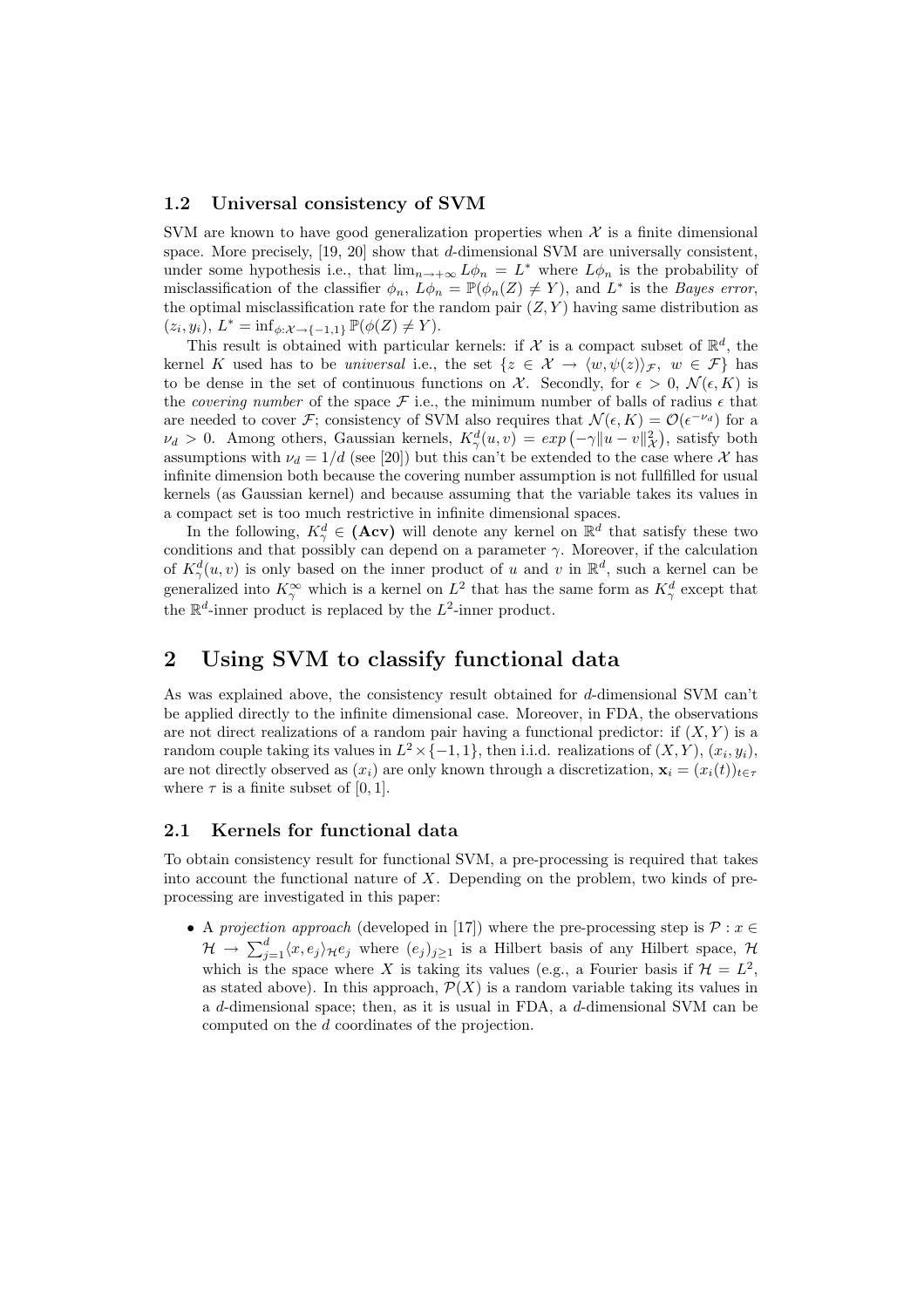### 1.2 Universal consistency of SVM

SVM are known to have good generalization properties when $\mathcal{X}$ is a finite dimensional space. More precisely, [19, 20] show that $d$-dimensional SVM are universally consistent, under some hypothesis i.e., that $\lim_{n\to+\infty} L\phi_n = L^*$ where $L\phi_n$ is the probability of misclassification of the classifier $\phi_n$, $L\phi_n = \mathbb{P}(\phi_n(Z) \neq Y)$, and $L^*$ is the *Bayes error*, the optimal misclassification rate for the random pair $(Z, Y)$ having same distribution as $(z_i, y_i)$, $L^* = \inf_{\phi:\mathcal{X}\to\{-1,1\}} \mathbb{P}(\phi(Z) \neq Y)$.

This result is obtained with particular kernels: if $\mathcal{X}$ is a compact subset of $\mathbb{R}^d$, the kernel $K$ used has to be *universal* i.e., the set $\{z \in \mathcal{X} \to \langle w, \psi(z)\rangle_{\mathcal{F}},\ w \in \mathcal{F}\}$ has to be dense in the set of continuous functions on $\mathcal{X}$. Secondly, for $\epsilon > 0$, $\mathcal{N}(\epsilon, K)$ is the *covering number* of the space $\mathcal{F}$ i.e., the minimum number of balls of radius $\epsilon$ that are needed to cover $\mathcal{F}$; consistency of SVM also requires that $\mathcal{N}(\epsilon, K) = \mathcal{O}(\epsilon^{-\nu_d})$ for a $\nu_d > 0$. Among others, Gaussian kernels, $K^d_\gamma(u, v) = exp\left(-\gamma\|u - v\|^2_{\mathcal{X}}\right)$, satisfy both assumptions with $\nu_d = 1/d$ (see [20]) but this can't be extended to the case where $\mathcal{X}$ has infinite dimension both because the covering number assumption is not fullfilled for usual kernels (as Gaussian kernel) and because assuming that the variable takes its values in a compact set is too much restrictive in infinite dimensional spaces.

In the following, $K^d_\gamma \in$ **(Acv)** will denote any kernel on $\mathbb{R}^d$ that satisfy these two conditions and that possibly can depend on a parameter $\gamma$. Moreover, if the calculation of $K^d_\gamma(u, v)$ is only based on the inner product of $u$ and $v$ in $\mathbb{R}^d$, such a kernel can be generalized into $K^\infty_\gamma$ which is a kernel on $L^2$ that has the same form as $K^d_\gamma$ except that the $\mathbb{R}^d$-inner product is replaced by the $L^2$-inner product.

## 2 Using SVM to classify functional data

As was explained above, the consistency result obtained for $d$-dimensional SVM can't be applied directly to the infinite dimensional case. Moreover, in FDA, the observations are not direct realizations of a random pair having a functional predictor: if $(X, Y)$ is a random couple taking its values in $L^2 \times \{-1, 1\}$, then i.i.d. realizations of $(X, Y)$, $(x_i, y_i)$, are not directly observed as $(x_i)$ are only known through a discretization, $\mathbf{x}_i = (x_i(t))_{t\in\tau}$ where $\tau$ is a finite subset of $[0, 1]$.

### 2.1 Kernels for functional data

To obtain consistency result for functional SVM, a pre-processing is required that takes into account the functional nature of $X$. Depending on the problem, two kinds of pre-processing are investigated in this paper:

- A *projection approach* (developed in [17]) where the pre-processing step is $\mathcal{P} : x \in \mathcal{H} \to \sum_{j=1}^{d}\langle x, e_j\rangle_{\mathcal{H}} e_j$ where $(e_j)_{j\geq 1}$ is a Hilbert basis of any Hilbert space, $\mathcal{H}$ which is the space where $X$ is taking its values (e.g., a Fourier basis if $\mathcal{H} = L^2$, as stated above). In this approach, $\mathcal{P}(X)$ is a random variable taking its values in a $d$-dimensional space; then, as it is usual in FDA, a $d$-dimensional SVM can be computed on the $d$ coordinates of the projection.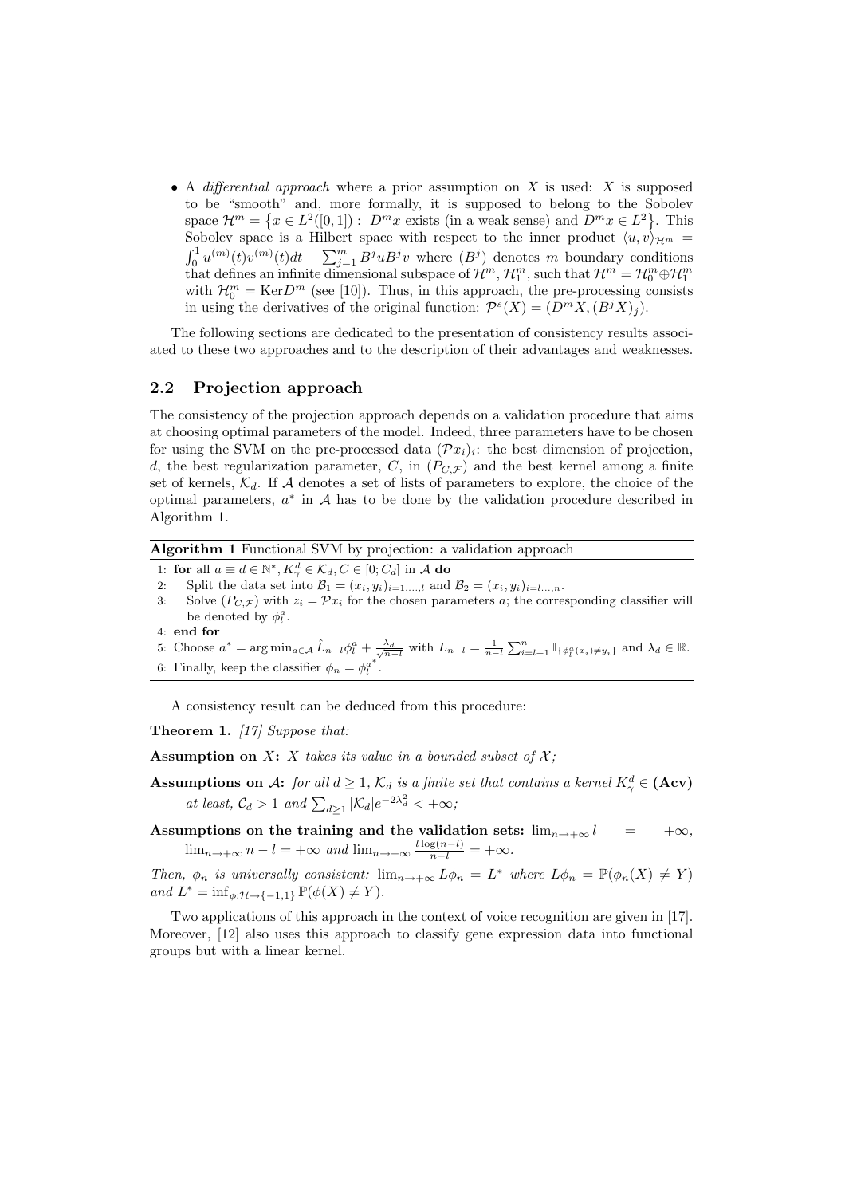- A *differential approach* where a prior assumption on $X$ is used: $X$ is supposed to be "smooth" and, more formally, it is supposed to belong to the Sobolev space $\mathcal{H}^m = \{x \in L^2([0,1]) : D^m x \text{ exists (in a weak sense) and } D^m x \in L^2\}$. This Sobolev space is a Hilbert space with respect to the inner product $\langle u, v\rangle_{\mathcal{H}^m} = \int_0^1 u^{(m)}(t)v^{(m)}(t)dt + \sum_{j=1}^m B^j u B^j v$ where $(B^j)$ denotes $m$ boundary conditions that defines an infinite dimensional subspace of $\mathcal{H}^m$, $\mathcal{H}_1^m$, such that $\mathcal{H}^m = \mathcal{H}_0^m \oplus \mathcal{H}_1^m$ with $\mathcal{H}_0^m = \text{Ker} D^m$ (see [10]). Thus, in this approach, the pre-processing consists in using the derivatives of the original function: $\mathcal{P}^s(X) = (D^m X, (B^j X)_j)$.

The following sections are dedicated to the presentation of consistency results associated to these two approaches and to the description of their advantages and weaknesses.

## 2.2 Projection approach

The consistency of the projection approach depends on a validation procedure that aims at choosing optimal parameters of the model. Indeed, three parameters have to be chosen for using the SVM on the pre-processed data $(\mathcal{P}x_i)_i$: the best dimension of projection, $d$, the best regularization parameter, $C$, in $(P_{C,\mathcal{F}})$ and the best kernel among a finite set of kernels, $\mathcal{K}_d$. If $\mathcal{A}$ denotes a set of lists of parameters to explore, the choice of the optimal parameters, $a^*$ in $\mathcal{A}$ has to be done by the validation procedure described in Algorithm 1.

**Algorithm 1** Functional SVM by projection: a validation approach

1: **for** all $a \equiv d \in \mathbb{N}^*, K_\gamma^d \in \mathcal{K}_d, C \in [0; \mathcal{C}_d]$ in $\mathcal{A}$ **do**
2: Split the data set into $\mathcal{B}_1 = (x_i, y_i)_{i=1,\ldots,l}$ and $\mathcal{B}_2 = (x_i, y_i)_{i=l\ldots,n}$.
3: Solve $(P_{C,\mathcal{F}})$ with $z_i = \mathcal{P}x_i$ for the chosen parameters $a$; the corresponding classifier will be denoted by $\phi_l^a$.
4: **end for**
5: Choose $a^* = \arg\min_{a\in\mathcal{A}} \hat{L}_{n-l}\phi_l^a + \frac{\lambda_d}{\sqrt{n-l}}$ with $L_{n-l} = \frac{1}{n-l}\sum_{i=l+1}^n \mathbb{I}_{\{\phi_l^a(x_i)\neq y_i\}}$ and $\lambda_d \in \mathbb{R}$.
6: Finally, keep the classifier $\phi_n = \phi_l^{a^*}$.

A consistency result can be deduced from this procedure:

**Theorem 1.** *[17] Suppose that:*

**Assumption on $X$:** *$X$ takes its value in a bounded subset of $\mathcal{X}$;*

**Assumptions on $\mathcal{A}$:** *for all $d \geq 1$, $\mathcal{K}_d$ is a finite set that contains a kernel $K_\gamma^d \in$* **(Acv)** *at least, $\mathcal{C}_d > 1$ and $\sum_{d\geq 1} |\mathcal{K}_d| e^{-2\lambda_d^2} < +\infty$;*

**Assumptions on the training and the validation sets:** $\lim_{n\to+\infty} l = +\infty$, $\lim_{n\to+\infty} n - l = +\infty$ *and* $\lim_{n\to+\infty} \frac{l\log(n-l)}{n-l} = +\infty$.

*Then, $\phi_n$ is universally consistent: $\lim_{n\to+\infty} L\phi_n = L^*$ where $L\phi_n = \mathbb{P}(\phi_n(X) \neq Y)$ and $L^* = \inf_{\phi:\mathcal{H}\to\{-1,1\}} \mathbb{P}(\phi(X) \neq Y)$.*

Two applications of this approach in the context of voice recognition are given in [17]. Moreover, [12] also uses this approach to classify gene expression data into functional groups but with a linear kernel.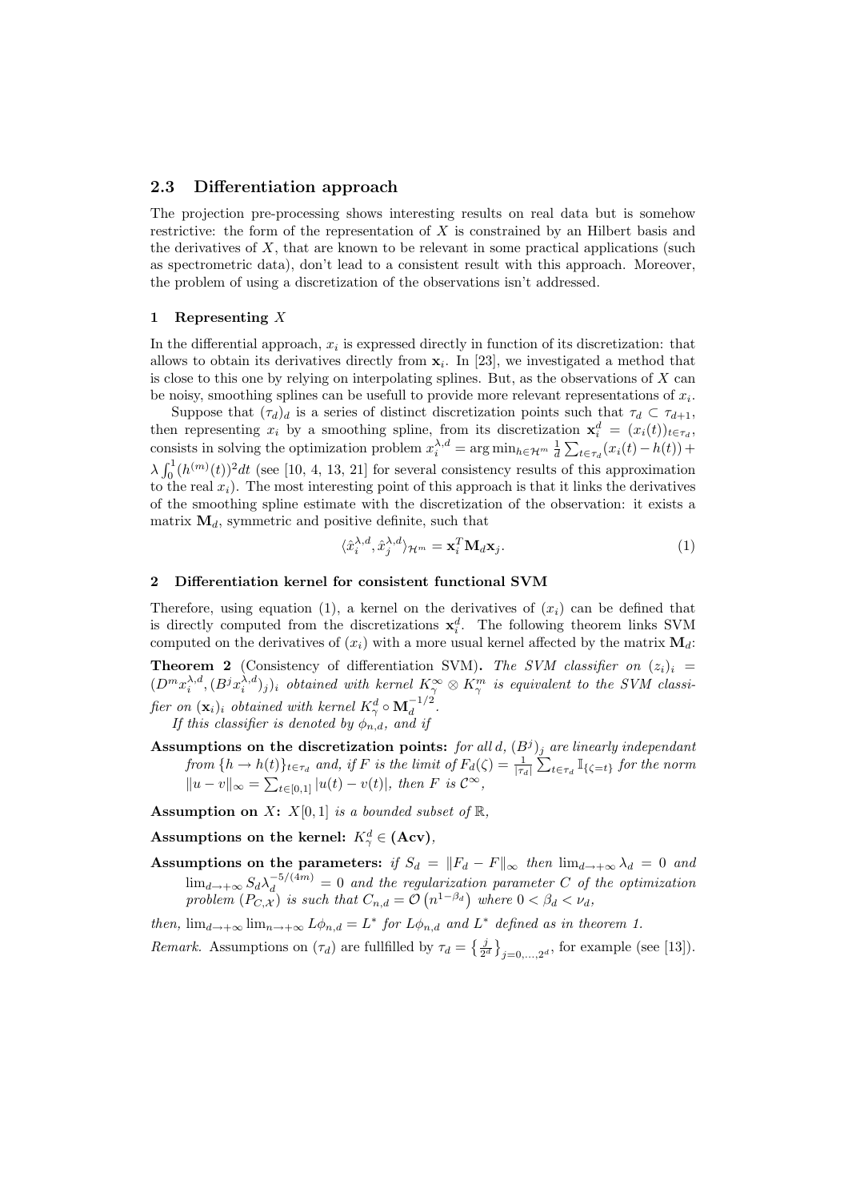### 2.3 Differentiation approach

The projection pre-processing shows interesting results on real data but is somehow restrictive: the form of the representation of $X$ is constrained by an Hilbert basis and the derivatives of $X$, that are known to be relevant in some practical applications (such as spectrometric data), don't lead to a consistent result with this approach. Moreover, the problem of using a discretization of the observations isn't addressed.

#### 1 Representing $X$

In the differential approach, $x_i$ is expressed directly in function of its discretization: that allows to obtain its derivatives directly from $\mathbf{x}_i$. In [23], we investigated a method that is close to this one by relying on interpolating splines. But, as the observations of $X$ can be noisy, smoothing splines can be usefull to provide more relevant representations of $x_i$.

Suppose that $(\tau_d)_d$ is a series of distinct discretization points such that $\tau_d \subset \tau_{d+1}$, then representing $x_i$ by a smoothing spline, from its discretization $\mathbf{x}_i^d = (x_i(t))_{t\in\tau_d}$, consists in solving the optimization problem $x_i^{\lambda,d} = \arg\min_{h\in\mathcal{H}^m} \frac{1}{d}\sum_{t\in\tau_d}(x_i(t) - h(t)) + \lambda\int_0^1 (h^{(m)}(t))^2 dt$ (see [10, 4, 13, 21] for several consistency results of this approximation to the real $x_i$). The most interesting point of this approach is that it links the derivatives of the smoothing spline estimate with the discretization of the observation: it exists a matrix $\mathbf{M}_d$, symmetric and positive definite, such that

$$\langle \hat{x}_i^{\lambda,d}, \hat{x}_j^{\lambda,d}\rangle_{\mathcal{H}^m} = \mathbf{x}_i^T \mathbf{M}_d \mathbf{x}_j. \tag{1}$$

#### 2 Differentiation kernel for consistent functional SVM

Therefore, using equation (1), a kernel on the derivatives of $(x_i)$ can be defined that is directly computed from the discretizations $\mathbf{x}_i^d$. The following theorem links SVM computed on the derivatives of $(x_i)$ with a more usual kernel affected by the matrix $\mathbf{M}_d$:

**Theorem 2** (Consistency of differentiation SVM). *The SVM classifier on $(z_i)_i = (D^m x_i^{\lambda,d}, (B^j x_i^{\lambda,d})_j)_i$ obtained with kernel $K_\gamma^\infty \otimes K_\gamma^m$ is equivalent to the SVM classifier on $(\mathbf{x}_i)_i$ obtained with kernel $K_\gamma^d \circ \mathbf{M}_d^{-1/2}$.*

*If this classifier is denoted by $\phi_{n,d}$, and if*

**Assumptions on the discretization points:** *for all $d$, $(B^j)_j$ are linearly independant from $\{h \to h(t)\}_{t\in\tau_d}$ and, if $F$ is the limit of $F_d(\zeta) = \frac{1}{|\tau_d|}\sum_{t\in\tau_d}\mathbb{I}_{\{\zeta=t\}}$ for the norm $\|u-v\|_\infty = \sum_{t\in[0,1]}|u(t)-v(t)|$, then $F$ is $\mathcal{C}^\infty$,*

**Assumption on $X$:** *$X[0,1]$ is a bounded subset of $\mathbb{R}$,*

**Assumptions on the kernel:** *$K_\gamma^d \in$* **(Acv)***,*

**Assumptions on the parameters:** *if $S_d = \|F_d - F\|_\infty$ then $\lim_{d\to+\infty}\lambda_d = 0$ and $\lim_{d\to+\infty} S_d \lambda_d^{-5/(4m)} = 0$ and the regularization parameter $C$ of the optimization problem $(P_{C,\mathcal{X}})$ is such that $C_{n,d} = \mathcal{O}\left(n^{1-\beta_d}\right)$ where $0 < \beta_d < \nu_d$,*

*then, $\lim_{d\to+\infty}\lim_{n\to+\infty} L\phi_{n,d} = L^*$ for $L\phi_{n,d}$ and $L^*$ defined as in theorem 1.*

*Remark.* Assumptions on $(\tau_d)$ are fullfilled by $\tau_d = \left\{\frac{j}{2^d}\right\}_{j=0,\ldots,2^d}$, for example (see [13]).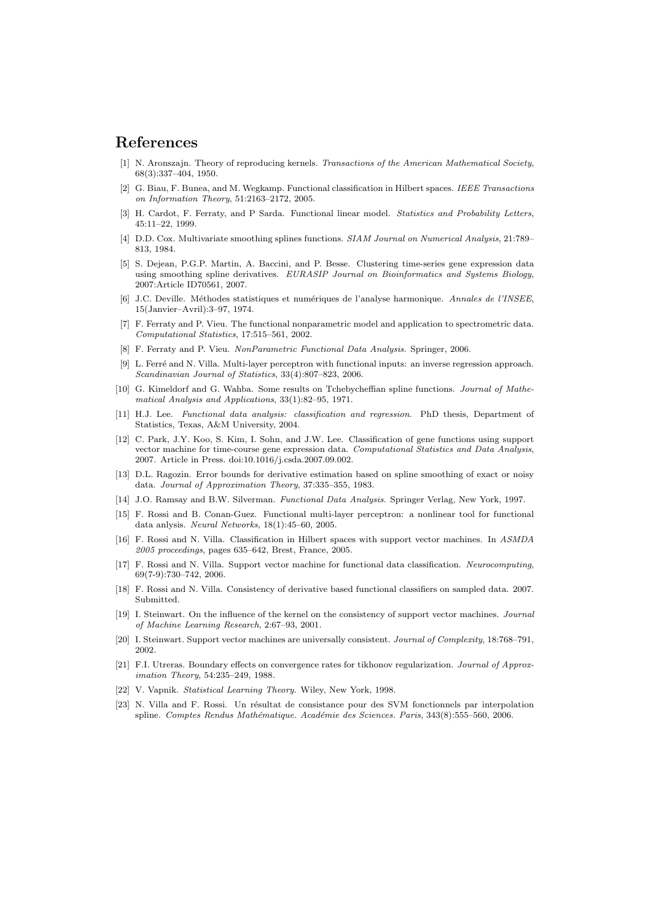# References

[1] N. Aronszajn. Theory of reproducing kernels. *Transactions of the American Mathematical Society*, 68(3):337–404, 1950.

[2] G. Biau, F. Bunea, and M. Wegkamp. Functional classification in Hilbert spaces. *IEEE Transactions on Information Theory*, 51:2163–2172, 2005.

[3] H. Cardot, F. Ferraty, and P Sarda. Functional linear model. *Statistics and Probability Letters*, 45:11–22, 1999.

[4] D.D. Cox. Multivariate smoothing splines functions. *SIAM Journal on Numerical Analysis*, 21:789–813, 1984.

[5] S. Dejean, P.G.P. Martin, A. Baccini, and P. Besse. Clustering time-series gene expression data using smoothing spline derivatives. *EURASIP Journal on Bioinformatics and Systems Biology*, 2007:Article ID70561, 2007.

[6] J.C. Deville. Méthodes statistiques et numériques de l'analyse harmonique. *Annales de l'INSEE*, 15(Janvier–Avril):3–97, 1974.

[7] F. Ferraty and P. Vieu. The functional nonparametric model and application to spectrometric data. *Computational Statistics*, 17:515–561, 2002.

[8] F. Ferraty and P. Vieu. *NonParametric Functional Data Analysis*. Springer, 2006.

[9] L. Ferré and N. Villa. Multi-layer perceptron with functional inputs: an inverse regression approach. *Scandinavian Journal of Statistics*, 33(4):807–823, 2006.

[10] G. Kimeldorf and G. Wahba. Some results on Tchebycheffian spline functions. *Journal of Mathematical Analysis and Applications*, 33(1):82–95, 1971.

[11] H.J. Lee. *Functional data analysis: classification and regression*. PhD thesis, Department of Statistics, Texas, A&M University, 2004.

[12] C. Park, J.Y. Koo, S. Kim, I. Sohn, and J.W. Lee. Classification of gene functions using support vector machine for time-course gene expression data. *Computational Statistics and Data Analysis*, 2007. Article in Press. doi:10.1016/j.csda.2007.09.002.

[13] D.L. Ragozin. Error bounds for derivative estimation based on spline smoothing of exact or noisy data. *Journal of Approximation Theory*, 37:335–355, 1983.

[14] J.O. Ramsay and B.W. Silverman. *Functional Data Analysis*. Springer Verlag, New York, 1997.

[15] F. Rossi and B. Conan-Guez. Functional multi-layer perceptron: a nonlinear tool for functional data anlysis. *Neural Networks*, 18(1):45–60, 2005.

[16] F. Rossi and N. Villa. Classification in Hilbert spaces with support vector machines. In *ASMDA 2005 proceedings*, pages 635–642, Brest, France, 2005.

[17] F. Rossi and N. Villa. Support vector machine for functional data classification. *Neurocomputing*, 69(7-9):730–742, 2006.

[18] F. Rossi and N. Villa. Consistency of derivative based functional classifiers on sampled data. 2007. Submitted.

[19] I. Steinwart. On the influence of the kernel on the consistency of support vector machines. *Journal of Machine Learning Research*, 2:67–93, 2001.

[20] I. Steinwart. Support vector machines are universally consistent. *Journal of Complexity*, 18:768–791, 2002.

[21] F.I. Utreras. Boundary effects on convergence rates for tikhonov regularization. *Journal of Approximation Theory*, 54:235–249, 1988.

[22] V. Vapnik. *Statistical Learning Theory*. Wiley, New York, 1998.

[23] N. Villa and F. Rossi. Un résultat de consistance pour des SVM fonctionnels par interpolation spline. *Comptes Rendus Mathématique. Académie des Sciences. Paris*, 343(8):555–560, 2006.